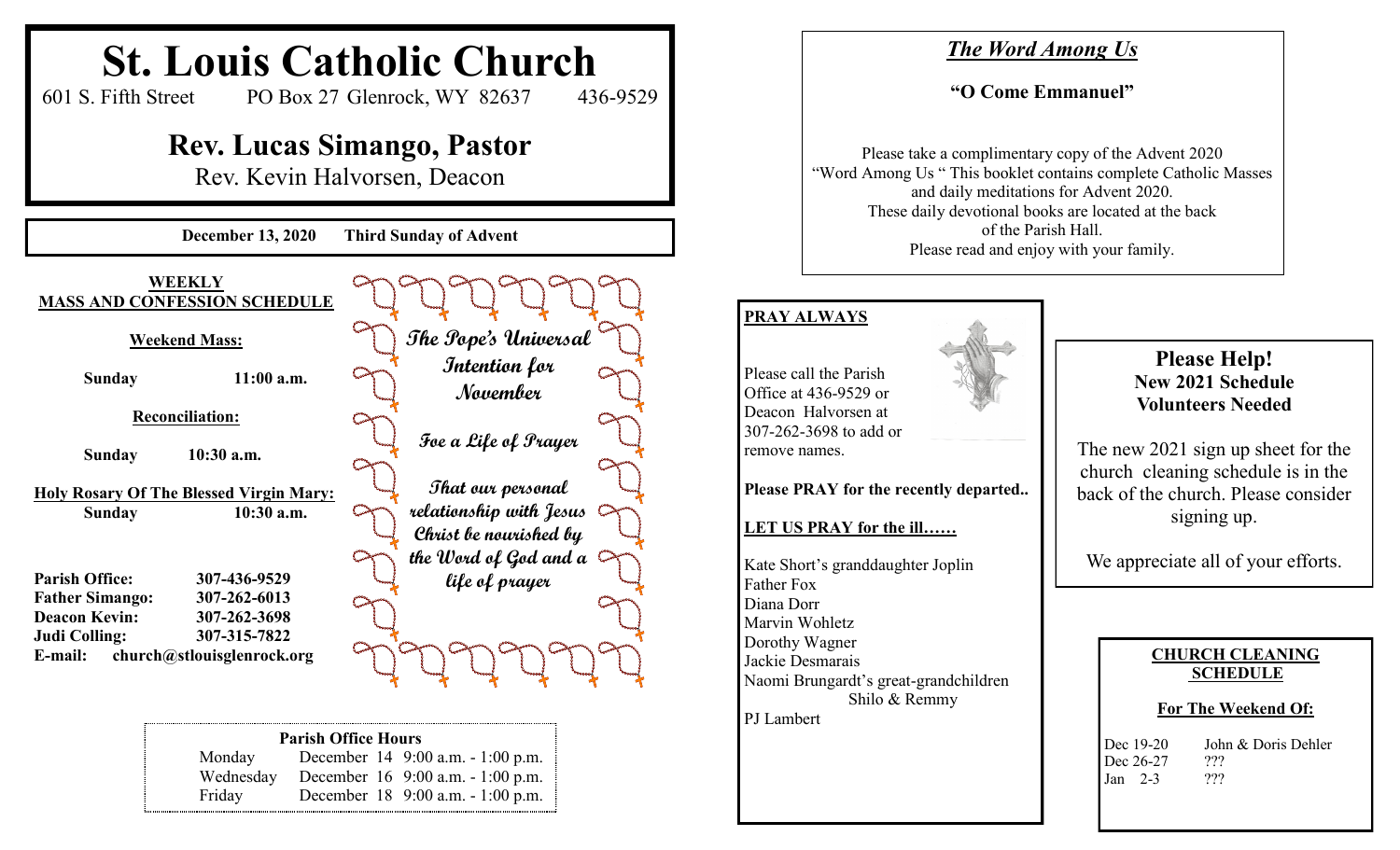# St. Louis Catholic Church

601 S. Fifth Street PO Box 27 Glenrock, WY 82637 436-9529

## Rev. Lucas Simango, Pastor

Rev. Kevin Halvorsen, Deacon

**December 13, 2020 Third Sunday of Advent**

**WEEKLY MASS AND CONFESSION SCHEDULE**

**Weekend Mass:**

**Sunday 11:00 a.m.**

**Reconciliation:**

**Sunday 10:30 a.m.**

**Holy Rosary Of The Blessed Virgin Mary:**
**Sunday 10:30 a.m.**

**Parish Office:** 307-436-9529
**Father Simango:** 307-262-6013
**Deacon Kevin:** 307-262-3698
**Judi Colling:** 307-315-7822
**E-mail:** church@stlouisglenrock.org

**The Pope's Universal Intention for November**

**Foe a Life of Prayer**

**That our personal relationship with Jesus Christ be nourished by the Word of God and a life of prayer**

| Parish Office Hours | | |
|---|---|---|
| Monday | December 14 | 9:00 a.m. - 1:00 p.m. |
| Wednesday | December 16 | 9:00 a.m. - 1:00 p.m. |
| Friday | December 18 | 9:00 a.m. - 1:00 p.m. |

## *The Word Among Us*

**"O Come Emmanuel"**

Please take a complimentary copy of the Advent 2020 "Word Among Us " This booklet contains complete Catholic Masses and daily meditations for Advent 2020. These daily devotional books are located at the back of the Parish Hall. Please read and enjoy with your family.

**PRAY ALWAYS**

Please call the Parish Office at 436-9529 or Deacon Halvorsen at 307-262-3698 to add or remove names.

**Please PRAY for the recently departed..**

**LET US PRAY for the ill……**

Kate Short's granddaughter Joplin
Father Fox
Diana Dorr
Marvin Wohletz
Dorothy Wagner
Jackie Desmarais
Naomi Brungardt's great-grandchildren Shilo & Remmy
PJ Lambert

## Please Help!
**New 2021 Schedule Volunteers Needed**

The new 2021 sign up sheet for the church cleaning schedule is in the back of the church. Please consider signing up.

We appreciate all of your efforts.

**CHURCH CLEANING SCHEDULE**

**For The Weekend Of:**

| | |
|---|---|
| Dec 19-20 | John & Doris Dehler |
| Dec 26-27 | ??? |
| Jan 2-3 | ??? |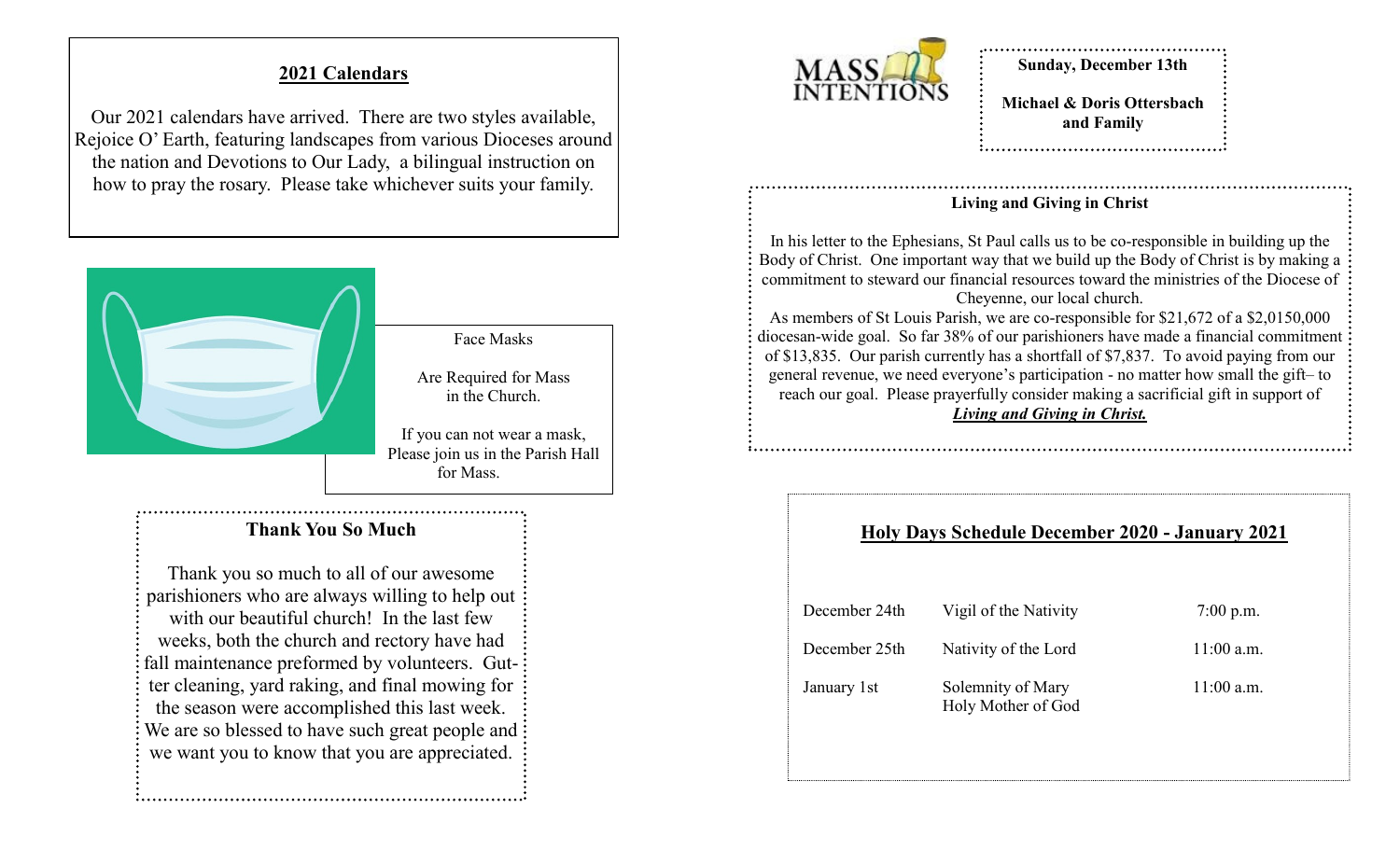## 2021 Calendars

Our 2021 calendars have arrived. There are two styles available, Rejoice O' Earth, featuring landscapes from various Dioceses around the nation and Devotions to Our Lady, a bilingual instruction on how to pray the rosary. Please take whichever suits your family.

Face Masks

Are Required for Mass in the Church.

If you can not wear a mask, Please join us in the Parish Hall for Mass.

## Thank You So Much

Thank you so much to all of our awesome parishioners who are always willing to help out with our beautiful church! In the last few weeks, both the church and rectory have had fall maintenance preformed by volunteers. Gutter cleaning, yard raking, and final mowing for the season were accomplished this last week. We are so blessed to have such great people and we want you to know that you are appreciated.

MASS INTENTIONS

**Sunday, December 13th**

**Michael & Doris Ottersbach and Family**

**Living and Giving in Christ**

In his letter to the Ephesians, St Paul calls us to be co-responsible in building up the Body of Christ. One important way that we build up the Body of Christ is by making a commitment to steward our financial resources toward the ministries of the Diocese of Cheyenne, our local church.

As members of St Louis Parish, we are co-responsible for $21,672 of a $2,0150,000 diocesan-wide goal. So far 38% of our parishioners have made a financial commitment of $13,835. Our parish currently has a shortfall of $7,837. To avoid paying from our general revenue, we need everyone's participation - no matter how small the gift– to reach our goal. Please prayerfully consider making a sacrificial gift in support of ***Living and Giving in Christ.***

## Holy Days Schedule December 2020 - January 2021

| | | |
|---|---|---|
| December 24th | Vigil of the Nativity | 7:00 p.m. |
| December 25th | Nativity of the Lord | 11:00 a.m. |
| January 1st | Solemnity of Mary Holy Mother of God | 11:00 a.m. |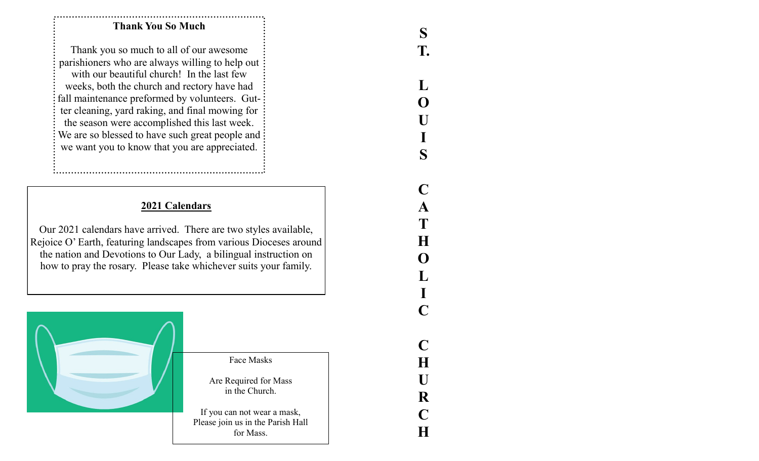**Thank You So Much**

Thank you so much to all of our awesome parishioners who are always willing to help out with our beautiful church! In the last few weeks, both the church and rectory have had fall maintenance preformed by volunteers. Gutter cleaning, yard raking, and final mowing for the season were accomplished this last week. We are so blessed to have such great people and we want you to know that you are appreciated.

**2021 Calendars**

Our 2021 calendars have arrived. There are two styles available, Rejoice O' Earth, featuring landscapes from various Dioceses around the nation and Devotions to Our Lady, a bilingual instruction on how to pray the rosary. Please take whichever suits your family.

Face Masks

Are Required for Mass in the Church.

If you can not wear a mask, Please join us in the Parish Hall for Mass.

**ST. LOUIS CATHOLIC CHURCH**